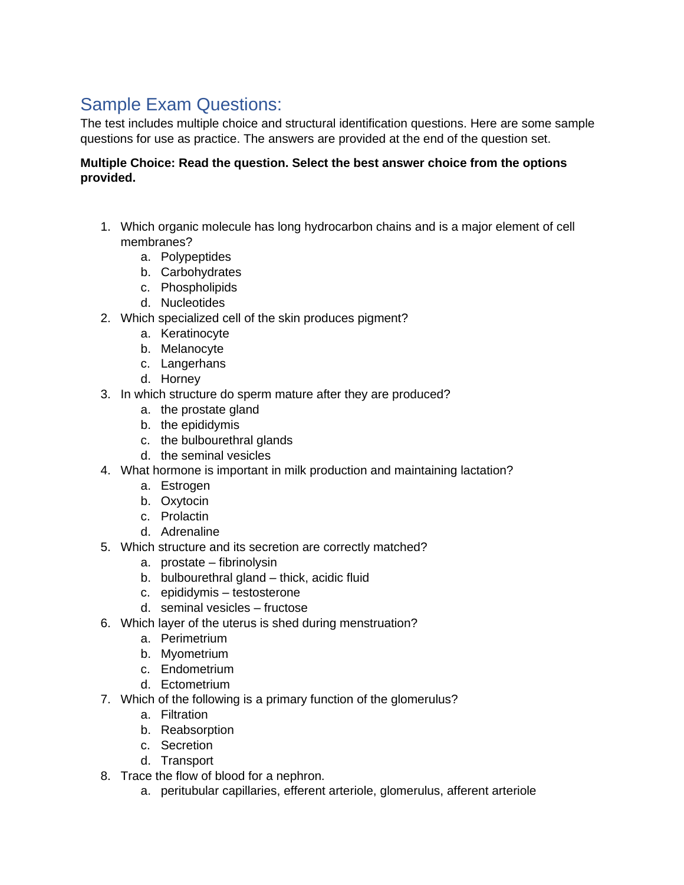## Sample Exam Questions:

The test includes multiple choice and structural identification questions. Here are some sample questions for use as practice. The answers are provided at the end of the question set.

**Multiple Choice: Read the question. Select the best answer choice from the options provided.**

1. Which organic molecule has long hydrocarbon chains and is a major element of cell membranes?
    a. Polypeptides
    b. Carbohydrates
    c. Phospholipids
    d. Nucleotides
2. Which specialized cell of the skin produces pigment?
    a. Keratinocyte
    b. Melanocyte
    c. Langerhans
    d. Horney
3. In which structure do sperm mature after they are produced?
    a. the prostate gland
    b. the epididymis
    c. the bulbourethral glands
    d. the seminal vesicles
4. What hormone is important in milk production and maintaining lactation?
    a. Estrogen
    b. Oxytocin
    c. Prolactin
    d. Adrenaline
5. Which structure and its secretion are correctly matched?
    a. prostate – fibrinolysin
    b. bulbourethral gland – thick, acidic fluid
    c. epididymis – testosterone
    d. seminal vesicles – fructose
6. Which layer of the uterus is shed during menstruation?
    a. Perimetrium
    b. Myometrium
    c. Endometrium
    d. Ectometrium
7. Which of the following is a primary function of the glomerulus?
    a. Filtration
    b. Reabsorption
    c. Secretion
    d. Transport
8. Trace the flow of blood for a nephron.
    a. peritubular capillaries, efferent arteriole, glomerulus, afferent arteriole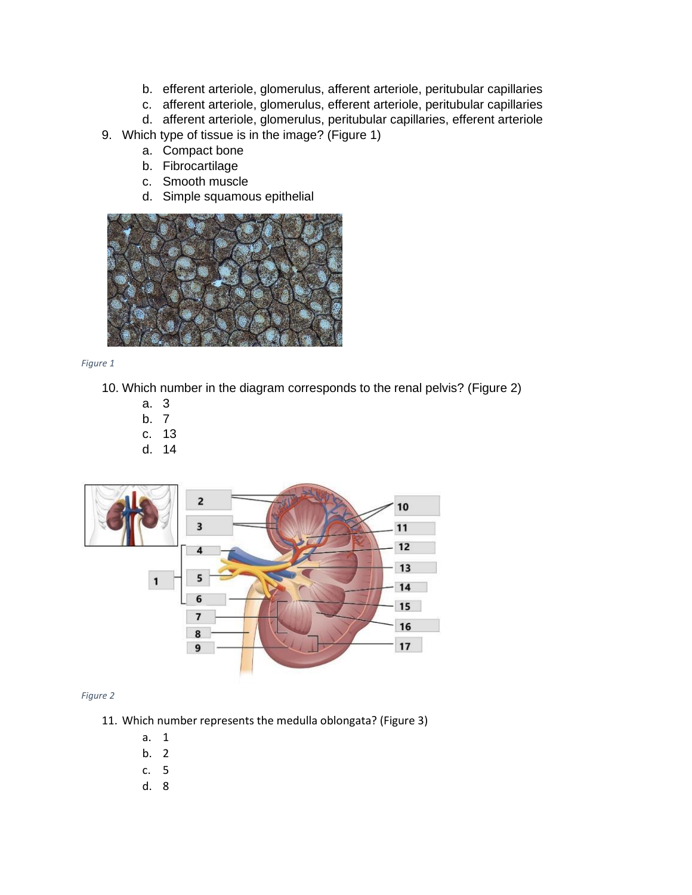b. efferent arteriole, glomerulus, afferent arteriole, peritubular capillaries
c. afferent arteriole, glomerulus, efferent arteriole, peritubular capillaries
d. afferent arteriole, glomerulus, peritubular capillaries, efferent arteriole

9. Which type of tissue is in the image? (Figure 1)
   a. Compact bone
   b. Fibrocartilage
   c. Smooth muscle
   d. Simple squamous epithelial

*Figure 1*

10. Which number in the diagram corresponds to the renal pelvis? (Figure 2)
    a. 3
    b. 7
    c. 13
    d. 14

*Figure 2*

11. Which number represents the medulla oblongata? (Figure 3)
    a. 1
    b. 2
    c. 5
    d. 8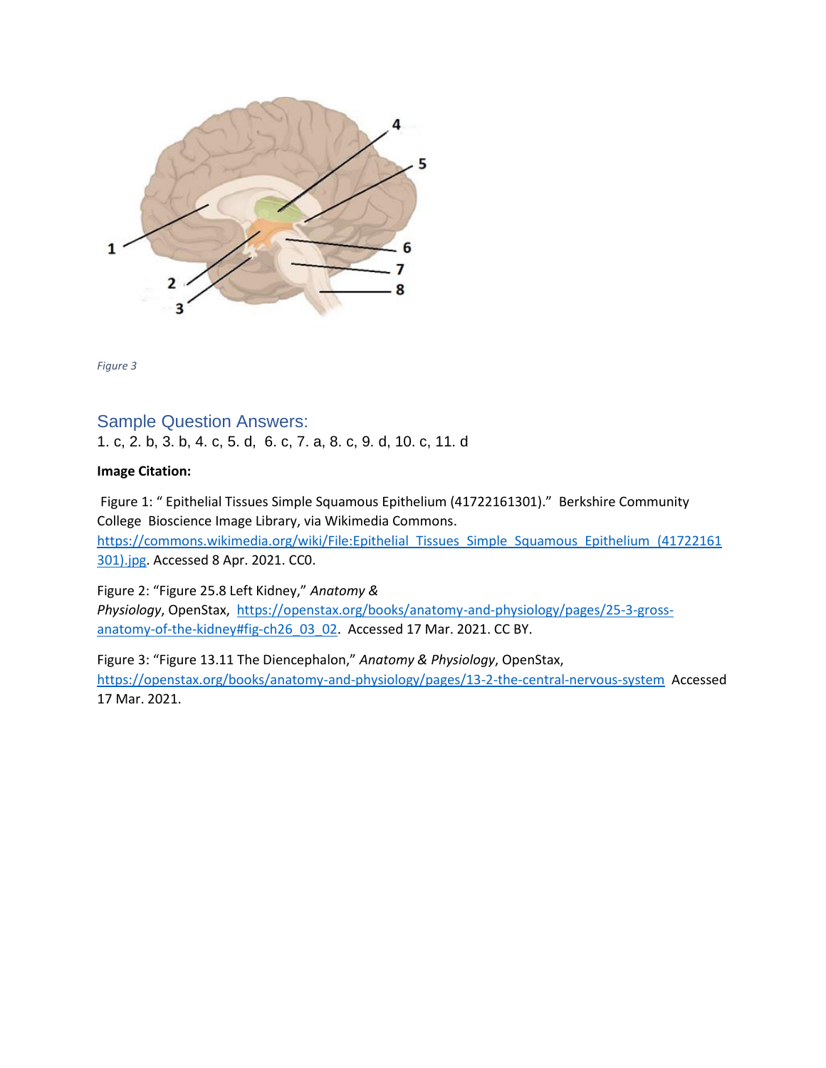1

2

3

4

5

6

7

8

*Figure 3*

## Sample Question Answers:

1. c, 2. b, 3. b, 4. c, 5. d, 6. c, 7. a, 8. c, 9. d, 10. c, 11. d

**Image Citation:**

Figure 1: " Epithelial Tissues Simple Squamous Epithelium (41722161301)." Berkshire Community College Bioscience Image Library, via Wikimedia Commons. https://commons.wikimedia.org/wiki/File:Epithelial_Tissues_Simple_Squamous_Epithelium_(41722161301).jpg. Accessed 8 Apr. 2021. CC0.

Figure 2: "Figure 25.8 Left Kidney," *Anatomy & Physiology*, OpenStax, https://openstax.org/books/anatomy-and-physiology/pages/25-3-gross-anatomy-of-the-kidney#fig-ch26_03_02. Accessed 17 Mar. 2021. CC BY.

Figure 3: "Figure 13.11 The Diencephalon," *Anatomy & Physiology*, OpenStax, https://openstax.org/books/anatomy-and-physiology/pages/13-2-the-central-nervous-system Accessed 17 Mar. 2021.